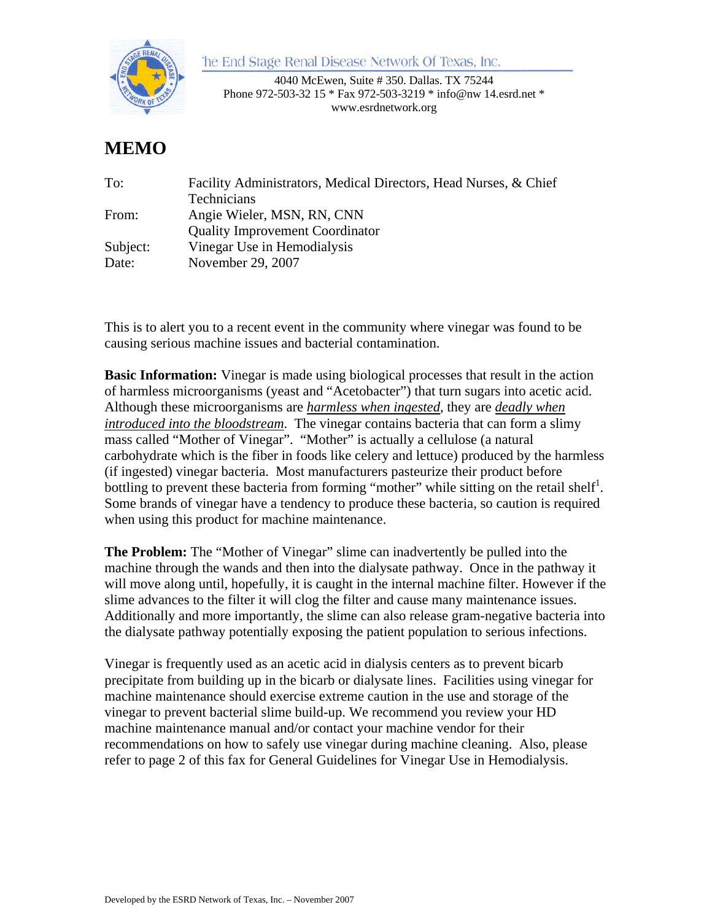The End Stage Renal Disease Network Of Texas, Inc.

4040 McEwen, Suite # 350. Dallas. TX 75244
Phone 972-503-32 15 * Fax 972-503-3219 * info@nw 14.esrd.net *
www.esrdnetwork.org

# MEMO

| | |
|---|---|
| To: | Facility Administrators, Medical Directors, Head Nurses, & Chief Technicians |
| From: | Angie Wieler, MSN, RN, CNN<br>Quality Improvement Coordinator |
| Subject: | Vinegar Use in Hemodialysis |
| Date: | November 29, 2007 |

This is to alert you to a recent event in the community where vinegar was found to be causing serious machine issues and bacterial contamination.

**Basic Information:** Vinegar is made using biological processes that result in the action of harmless microorganisms (yeast and "Acetobacter") that turn sugars into acetic acid. Although these microorganisms are ***harmless when ingested***, they are ***deadly when introduced into the bloodstream***. The vinegar contains bacteria that can form a slimy mass called "Mother of Vinegar". "Mother" is actually a cellulose (a natural carbohydrate which is the fiber in foods like celery and lettuce) produced by the harmless (if ingested) vinegar bacteria. Most manufacturers pasteurize their product before bottling to prevent these bacteria from forming "mother" while sitting on the retail shelf[1]. Some brands of vinegar have a tendency to produce these bacteria, so caution is required when using this product for machine maintenance.

**The Problem:** The "Mother of Vinegar" slime can inadvertently be pulled into the machine through the wands and then into the dialysate pathway. Once in the pathway it will move along until, hopefully, it is caught in the internal machine filter. However if the slime advances to the filter it will clog the filter and cause many maintenance issues. Additionally and more importantly, the slime can also release gram-negative bacteria into the dialysate pathway potentially exposing the patient population to serious infections.

Vinegar is frequently used as an acetic acid in dialysis centers as to prevent bicarb precipitate from building up in the bicarb or dialysate lines. Facilities using vinegar for machine maintenance should exercise extreme caution in the use and storage of the vinegar to prevent bacterial slime build-up. We recommend you review your HD machine maintenance manual and/or contact your machine vendor for their recommendations on how to safely use vinegar during machine cleaning. Also, please refer to page 2 of this fax for General Guidelines for Vinegar Use in Hemodialysis.

Developed by the ESRD Network of Texas, Inc. – November 2007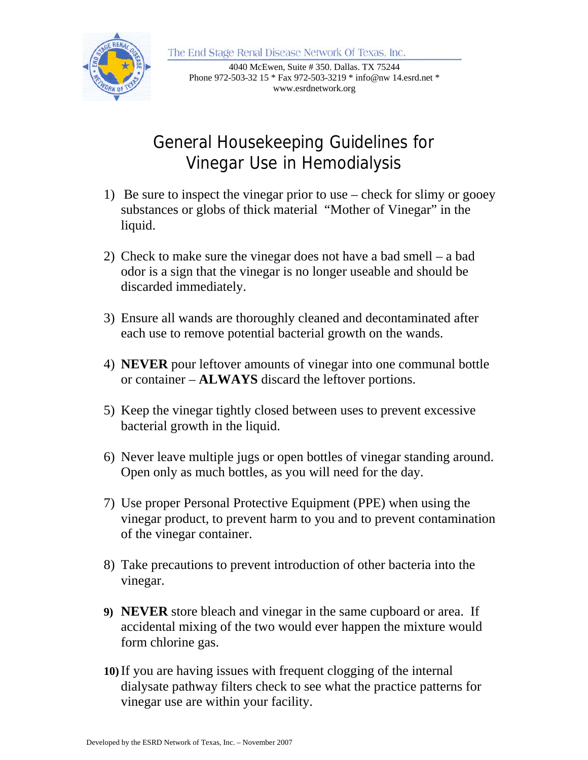The End Stage Renal Disease Network Of Texas, Inc.

4040 McEwen, Suite # 350. Dallas. TX 75244
Phone 972-503-32 15 * Fax 972-503-3219 * info@nw 14.esrd.net *
www.esrdnetwork.org

# General Housekeeping Guidelines for Vinegar Use in Hemodialysis

1) Be sure to inspect the vinegar prior to use – check for slimy or gooey substances or globs of thick material "Mother of Vinegar" in the liquid.

2) Check to make sure the vinegar does not have a bad smell – a bad odor is a sign that the vinegar is no longer useable and should be discarded immediately.

3) Ensure all wands are thoroughly cleaned and decontaminated after each use to remove potential bacterial growth on the wands.

4) **NEVER** pour leftover amounts of vinegar into one communal bottle or container – **ALWAYS** discard the leftover portions.

5) Keep the vinegar tightly closed between uses to prevent excessive bacterial growth in the liquid.

6) Never leave multiple jugs or open bottles of vinegar standing around. Open only as much bottles, as you will need for the day.

7) Use proper Personal Protective Equipment (PPE) when using the vinegar product, to prevent harm to you and to prevent contamination of the vinegar container.

8) Take precautions to prevent introduction of other bacteria into the vinegar.

9) **NEVER** store bleach and vinegar in the same cupboard or area. If accidental mixing of the two would ever happen the mixture would form chlorine gas.

10) If you are having issues with frequent clogging of the internal dialysate pathway filters check to see what the practice patterns for vinegar use are within your facility.

Developed by the ESRD Network of Texas, Inc. – November 2007